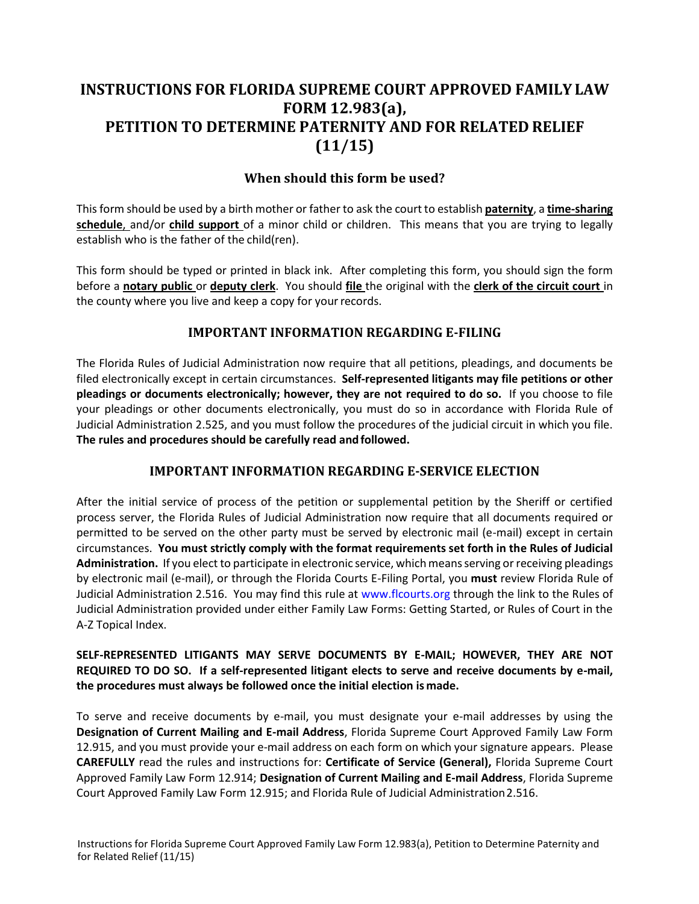# INSTRUCTIONS FOR FLORIDA SUPREME COURT APPROVED FAMILY LAW FORM 12.983(a), PETITION TO DETERMINE PATERNITY AND FOR RELATED RELIEF (11/15)

## When should this form be used?

This form should be used by a birth mother or father to ask the court to establish **paternity**, a **time-sharing schedule**, and/or **child support** of a minor child or children. This means that you are trying to legally establish who is the father of the child(ren).

This form should be typed or printed in black ink. After completing this form, you should sign the form before a **notary public** or **deputy clerk**. You should **file** the original with the **clerk of the circuit court** in the county where you live and keep a copy for your records.

## IMPORTANT INFORMATION REGARDING E-FILING

The Florida Rules of Judicial Administration now require that all petitions, pleadings, and documents be filed electronically except in certain circumstances. **Self-represented litigants may file petitions or other pleadings or documents electronically; however, they are not required to do so.** If you choose to file your pleadings or other documents electronically, you must do so in accordance with Florida Rule of Judicial Administration 2.525, and you must follow the procedures of the judicial circuit in which you file. **The rules and procedures should be carefully read and followed.**

## IMPORTANT INFORMATION REGARDING E-SERVICE ELECTION

After the initial service of process of the petition or supplemental petition by the Sheriff or certified process server, the Florida Rules of Judicial Administration now require that all documents required or permitted to be served on the other party must be served by electronic mail (e-mail) except in certain circumstances. **You must strictly comply with the format requirements set forth in the Rules of Judicial Administration.** If you elect to participate in electronic service, which means serving or receiving pleadings by electronic mail (e-mail), or through the Florida Courts E-Filing Portal, you **must** review Florida Rule of Judicial Administration 2.516. You may find this rule at www.flcourts.org through the link to the Rules of Judicial Administration provided under either Family Law Forms: Getting Started, or Rules of Court in the A-Z Topical Index.

**SELF-REPRESENTED LITIGANTS MAY SERVE DOCUMENTS BY E-MAIL; HOWEVER, THEY ARE NOT REQUIRED TO DO SO. If a self-represented litigant elects to serve and receive documents by e-mail, the procedures must always be followed once the initial election is made.**

To serve and receive documents by e-mail, you must designate your e-mail addresses by using the **Designation of Current Mailing and E-mail Address**, Florida Supreme Court Approved Family Law Form 12.915, and you must provide your e-mail address on each form on which your signature appears. Please **CAREFULLY** read the rules and instructions for: **Certificate of Service (General),** Florida Supreme Court Approved Family Law Form 12.914; **Designation of Current Mailing and E-mail Address**, Florida Supreme Court Approved Family Law Form 12.915; and Florida Rule of Judicial Administration 2.516.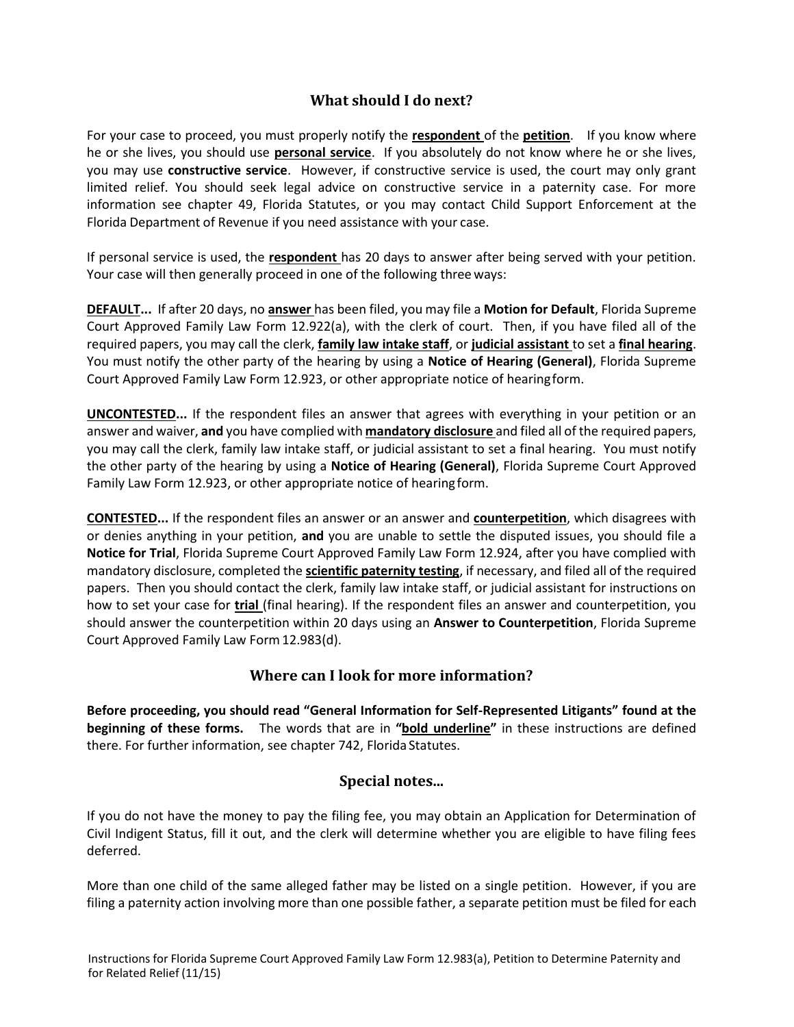## What should I do next?

For your case to proceed, you must properly notify the **respondent** of the **petition**. If you know where he or she lives, you should use **personal service**. If you absolutely do not know where he or she lives, you may use **constructive service**. However, if constructive service is used, the court may only grant limited relief. You should seek legal advice on constructive service in a paternity case. For more information see chapter 49, Florida Statutes, or you may contact Child Support Enforcement at the Florida Department of Revenue if you need assistance with your case.

If personal service is used, the **respondent** has 20 days to answer after being served with your petition. Your case will then generally proceed in one of the following three ways:

**DEFAULT...** If after 20 days, no **answer** has been filed, you may file a **Motion for Default**, Florida Supreme Court Approved Family Law Form 12.922(a), with the clerk of court. Then, if you have filed all of the required papers, you may call the clerk, **family law intake staff**, or **judicial assistant** to set a **final hearing**. You must notify the other party of the hearing by using a **Notice of Hearing (General)**, Florida Supreme Court Approved Family Law Form 12.923, or other appropriate notice of hearing form.

**UNCONTESTED...** If the respondent files an answer that agrees with everything in your petition or an answer and waiver, **and** you have complied with **mandatory disclosure** and filed all of the required papers, you may call the clerk, family law intake staff, or judicial assistant to set a final hearing. You must notify the other party of the hearing by using a **Notice of Hearing (General)**, Florida Supreme Court Approved Family Law Form 12.923, or other appropriate notice of hearing form.

**CONTESTED...** If the respondent files an answer or an answer and **counterpetition**, which disagrees with or denies anything in your petition, **and** you are unable to settle the disputed issues, you should file a **Notice for Trial**, Florida Supreme Court Approved Family Law Form 12.924, after you have complied with mandatory disclosure, completed the **scientific paternity testing**, if necessary, and filed all of the required papers. Then you should contact the clerk, family law intake staff, or judicial assistant for instructions on how to set your case for **trial** (final hearing). If the respondent files an answer and counterpetition, you should answer the counterpetition within 20 days using an **Answer to Counterpetition**, Florida Supreme Court Approved Family Law Form 12.983(d).

## Where can I look for more information?

**Before proceeding, you should read "General Information for Self-Represented Litigants" found at the beginning of these forms.** The words that are in **"bold underline"** in these instructions are defined there. For further information, see chapter 742, Florida Statutes.

## Special notes...

If you do not have the money to pay the filing fee, you may obtain an Application for Determination of Civil Indigent Status, fill it out, and the clerk will determine whether you are eligible to have filing fees deferred.

More than one child of the same alleged father may be listed on a single petition. However, if you are filing a paternity action involving more than one possible father, a separate petition must be filed for each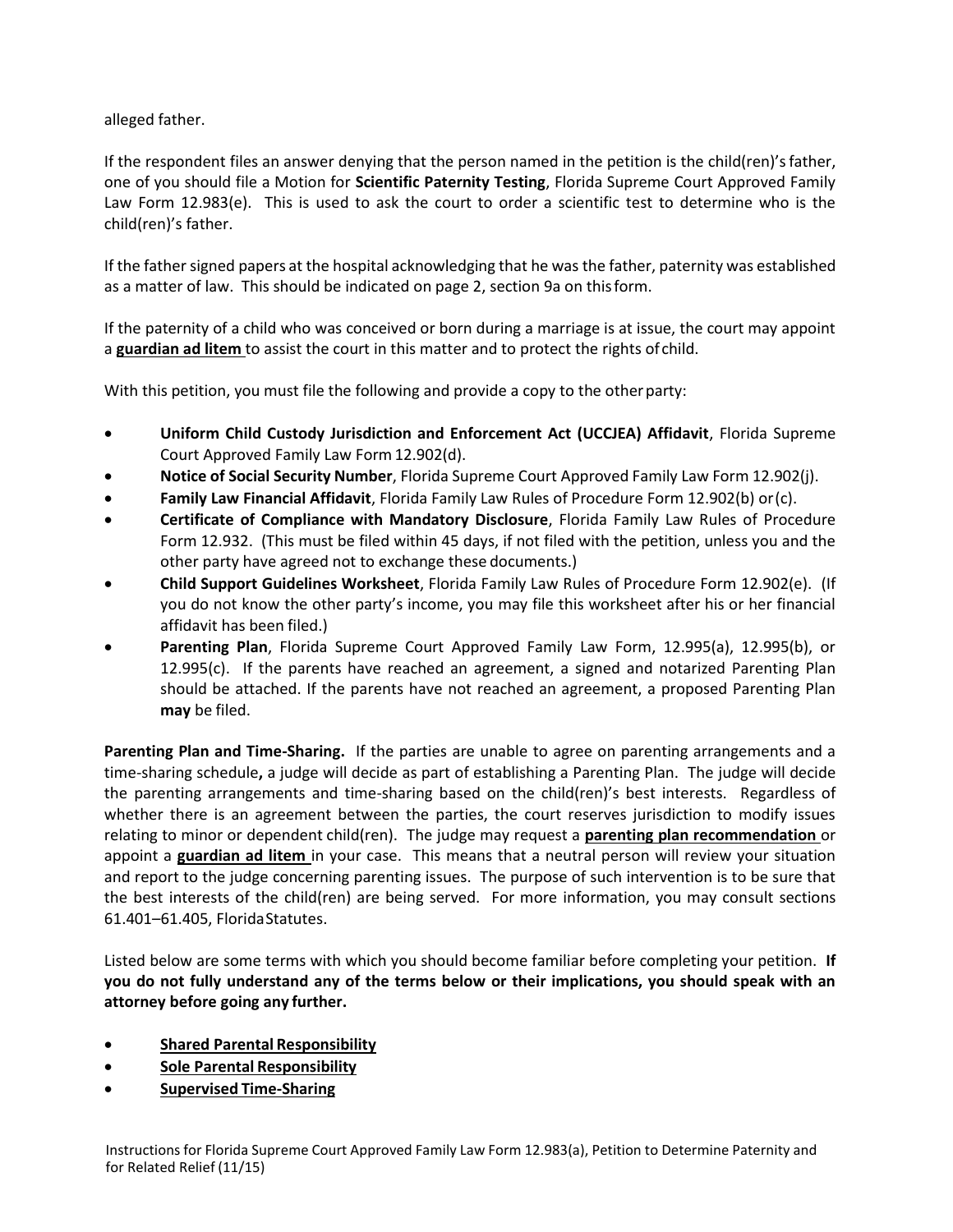alleged father.

If the respondent files an answer denying that the person named in the petition is the child(ren)'s father, one of you should file a Motion for **Scientific Paternity Testing**, Florida Supreme Court Approved Family Law Form 12.983(e). This is used to ask the court to order a scientific test to determine who is the child(ren)'s father.

If the father signed papers at the hospital acknowledging that he was the father, paternity was established as a matter of law. This should be indicated on page 2, section 9a on this form.

If the paternity of a child who was conceived or born during a marriage is at issue, the court may appoint a **guardian ad litem** to assist the court in this matter and to protect the rights of child.

With this petition, you must file the following and provide a copy to the other party:

- **Uniform Child Custody Jurisdiction and Enforcement Act (UCCJEA) Affidavit**, Florida Supreme Court Approved Family Law Form 12.902(d).
- **Notice of Social Security Number**, Florida Supreme Court Approved Family Law Form 12.902(j).
- **Family Law Financial Affidavit**, Florida Family Law Rules of Procedure Form 12.902(b) or (c).
- **Certificate of Compliance with Mandatory Disclosure**, Florida Family Law Rules of Procedure Form 12.932. (This must be filed within 45 days, if not filed with the petition, unless you and the other party have agreed not to exchange these documents.)
- **Child Support Guidelines Worksheet**, Florida Family Law Rules of Procedure Form 12.902(e). (If you do not know the other party's income, you may file this worksheet after his or her financial affidavit has been filed.)
- **Parenting Plan**, Florida Supreme Court Approved Family Law Form, 12.995(a), 12.995(b), or 12.995(c). If the parents have reached an agreement, a signed and notarized Parenting Plan should be attached. If the parents have not reached an agreement, a proposed Parenting Plan **may** be filed.

**Parenting Plan and Time-Sharing.** If the parties are unable to agree on parenting arrangements and a time-sharing schedule**,** a judge will decide as part of establishing a Parenting Plan. The judge will decide the parenting arrangements and time-sharing based on the child(ren)'s best interests. Regardless of whether there is an agreement between the parties, the court reserves jurisdiction to modify issues relating to minor or dependent child(ren). The judge may request a **parenting plan recommendation** or appoint a **guardian ad litem** in your case. This means that a neutral person will review your situation and report to the judge concerning parenting issues. The purpose of such intervention is to be sure that the best interests of the child(ren) are being served. For more information, you may consult sections 61.401–61.405, Florida Statutes.

Listed below are some terms with which you should become familiar before completing your petition. **If you do not fully understand any of the terms below or their implications, you should speak with an attorney before going any further.**

- **Shared Parental Responsibility**
- **Sole Parental Responsibility**
- **Supervised Time-Sharing**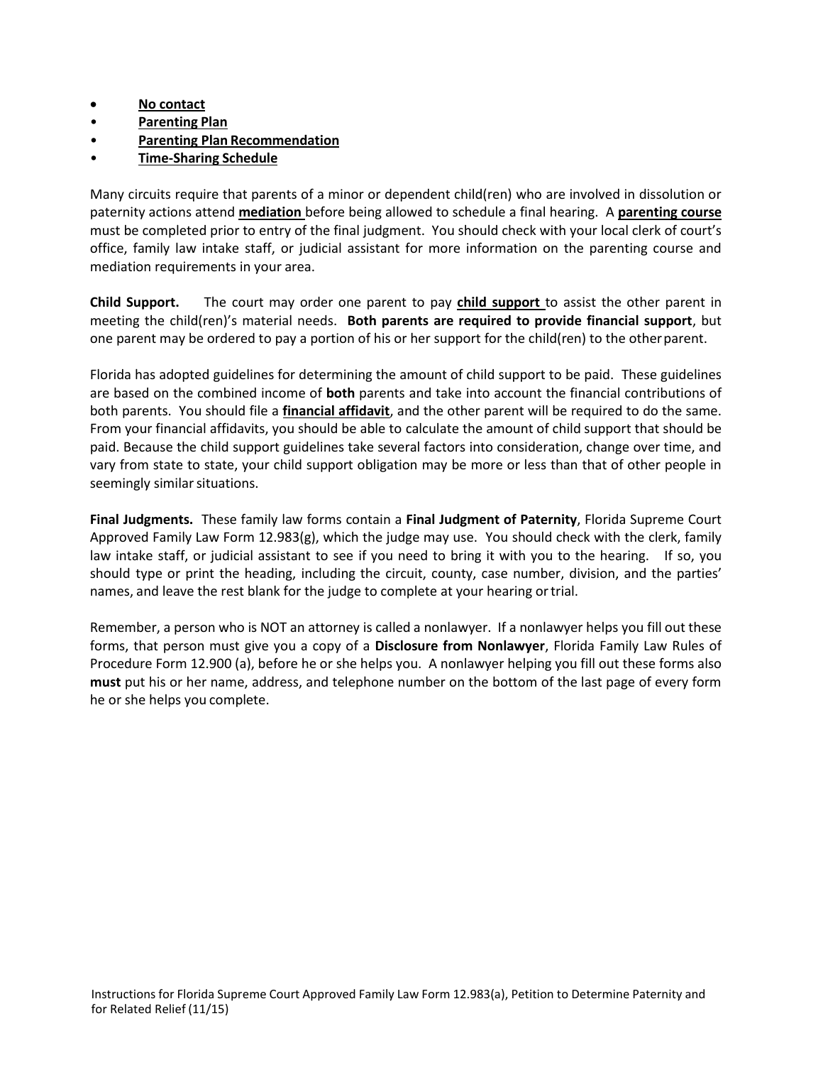- **No contact**
- **Parenting Plan**
- **Parenting Plan Recommendation**
- **Time-Sharing Schedule**

Many circuits require that parents of a minor or dependent child(ren) who are involved in dissolution or paternity actions attend **mediation** before being allowed to schedule a final hearing. A **parenting course** must be completed prior to entry of the final judgment. You should check with your local clerk of court's office, family law intake staff, or judicial assistant for more information on the parenting course and mediation requirements in your area.

**Child Support.** The court may order one parent to pay **child support** to assist the other parent in meeting the child(ren)'s material needs. **Both parents are required to provide financial support**, but one parent may be ordered to pay a portion of his or her support for the child(ren) to the other parent.

Florida has adopted guidelines for determining the amount of child support to be paid. These guidelines are based on the combined income of **both** parents and take into account the financial contributions of both parents. You should file a **financial affidavit**, and the other parent will be required to do the same. From your financial affidavits, you should be able to calculate the amount of child support that should be paid. Because the child support guidelines take several factors into consideration, change over time, and vary from state to state, your child support obligation may be more or less than that of other people in seemingly similar situations.

**Final Judgments.** These family law forms contain a **Final Judgment of Paternity**, Florida Supreme Court Approved Family Law Form 12.983(g), which the judge may use. You should check with the clerk, family law intake staff, or judicial assistant to see if you need to bring it with you to the hearing. If so, you should type or print the heading, including the circuit, county, case number, division, and the parties' names, and leave the rest blank for the judge to complete at your hearing or trial.

Remember, a person who is NOT an attorney is called a nonlawyer. If a nonlawyer helps you fill out these forms, that person must give you a copy of a **Disclosure from Nonlawyer**, Florida Family Law Rules of Procedure Form 12.900 (a), before he or she helps you. A nonlawyer helping you fill out these forms also **must** put his or her name, address, and telephone number on the bottom of the last page of every form he or she helps you complete.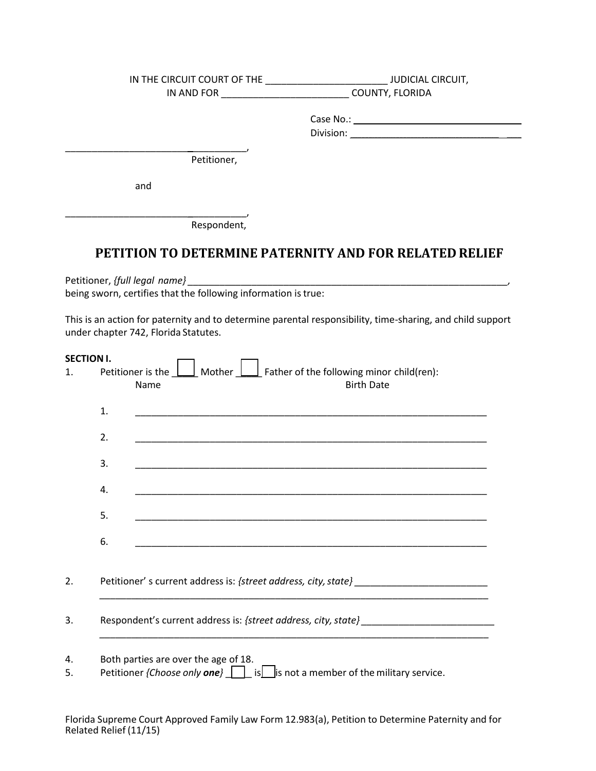IN THE CIRCUIT COURT OF THE _______________________ JUDICIAL CIRCUIT,
IN AND FOR ________________________ COUNTY, FLORIDA

Case No.: ________________________________
Division: ________________________________

_____________________________________,
Petitioner,

and

_____________________________________,
Respondent,

# PETITION TO DETERMINE PATERNITY AND FOR RELATED RELIEF

Petitioner, *{full legal name}* ______________________________________________________________,
being sworn, certifies that the following information is true:

This is an action for paternity and to determine parental responsibility, time-sharing, and child support under chapter 742, Florida Statutes.

**SECTION I.**

1. Petitioner is the ____ Mother ____ Father of the following minor child(ren):

   Name | Birth Date

   1. ______________________________________________________________________
   2. ______________________________________________________________________
   3. ______________________________________________________________________
   4. ______________________________________________________________________
   5. ______________________________________________________________________
   6. ______________________________________________________________________

2. Petitioner' s current address is: *{street address, city, state}* _________________________
   ____________________________________________________________________________

3. Respondent's current address is: *{street address, city, state}* _________________________
   ____________________________________________________________________________

4. Both parties are over the age of 18.
5. Petitioner *{Choose only **one**}* ____ is ____ is not a member of the military service.

Florida Supreme Court Approved Family Law Form 12.983(a), Petition to Determine Paternity and for Related Relief (11/15)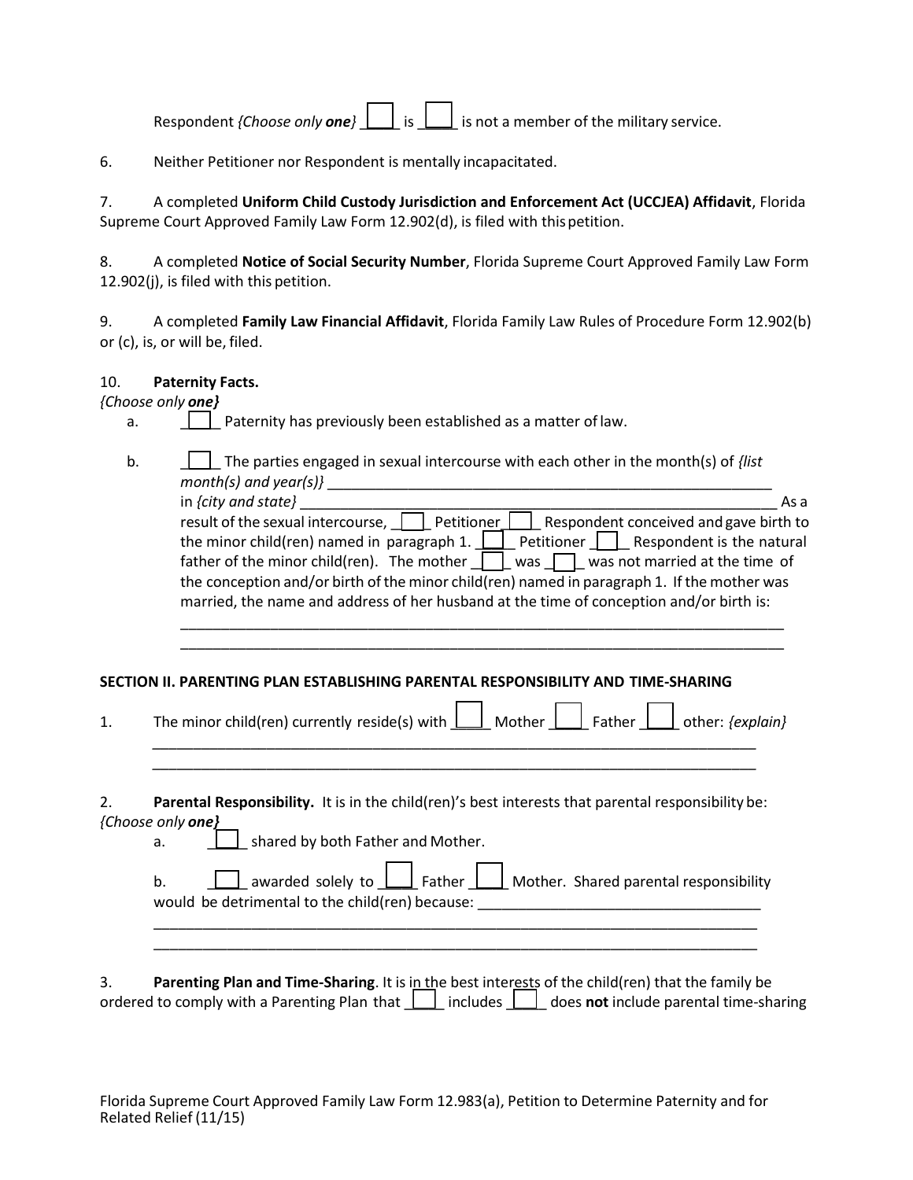Respondent *{Choose only **one**}* ____ is ____ is not a member of the military service.

6. Neither Petitioner nor Respondent is mentally incapacitated.

7. A completed **Uniform Child Custody Jurisdiction and Enforcement Act (UCCJEA) Affidavit**, Florida Supreme Court Approved Family Law Form 12.902(d), is filed with this petition.

8. A completed **Notice of Social Security Number**, Florida Supreme Court Approved Family Law Form 12.902(j), is filed with this petition.

9. A completed **Family Law Financial Affidavit**, Florida Family Law Rules of Procedure Form 12.902(b) or (c), is, or will be, filed.

10. **Paternity Facts.**

*{Choose only **one**}*

a. ____ Paternity has previously been established as a matter of law.

b. ____ The parties engaged in sexual intercourse with each other in the month(s) of *{list month(s) and year(s)}* ______________________________________________________ in *{city and state}* ____________________________________________________________ As a result of the sexual intercourse, ____ Petitioner ____ Respondent conceived and gave birth to the minor child(ren) named in paragraph 1. ____ Petitioner ____ Respondent is the natural father of the minor child(ren). The mother ____ was ____ was not married at the time of the conception and/or birth of the minor child(ren) named in paragraph 1. If the mother was married, the name and address of her husband at the time of conception and/or birth is:

______________________________________________________________________________
______________________________________________________________________________

**SECTION II. PARENTING PLAN ESTABLISHING PARENTAL RESPONSIBILITY AND TIME-SHARING**

1. The minor child(ren) currently reside(s) with ____ Mother ____ Father ____ other: *{explain}*

______________________________________________________________________________
______________________________________________________________________________

2. **Parental Responsibility.** It is in the child(ren)'s best interests that parental responsibility be:

*{Choose only **one**}*

a. ____ shared by both Father and Mother.

b. ____ awarded solely to ____ Father ____ Mother. Shared parental responsibility would be detrimental to the child(ren) because: ____________________________________

______________________________________________________________________________
______________________________________________________________________________

3. **Parenting Plan and Time-Sharing**. It is in the best interests of the child(ren) that the family be ordered to comply with a Parenting Plan that ____ includes ____ does **not** include parental time-sharing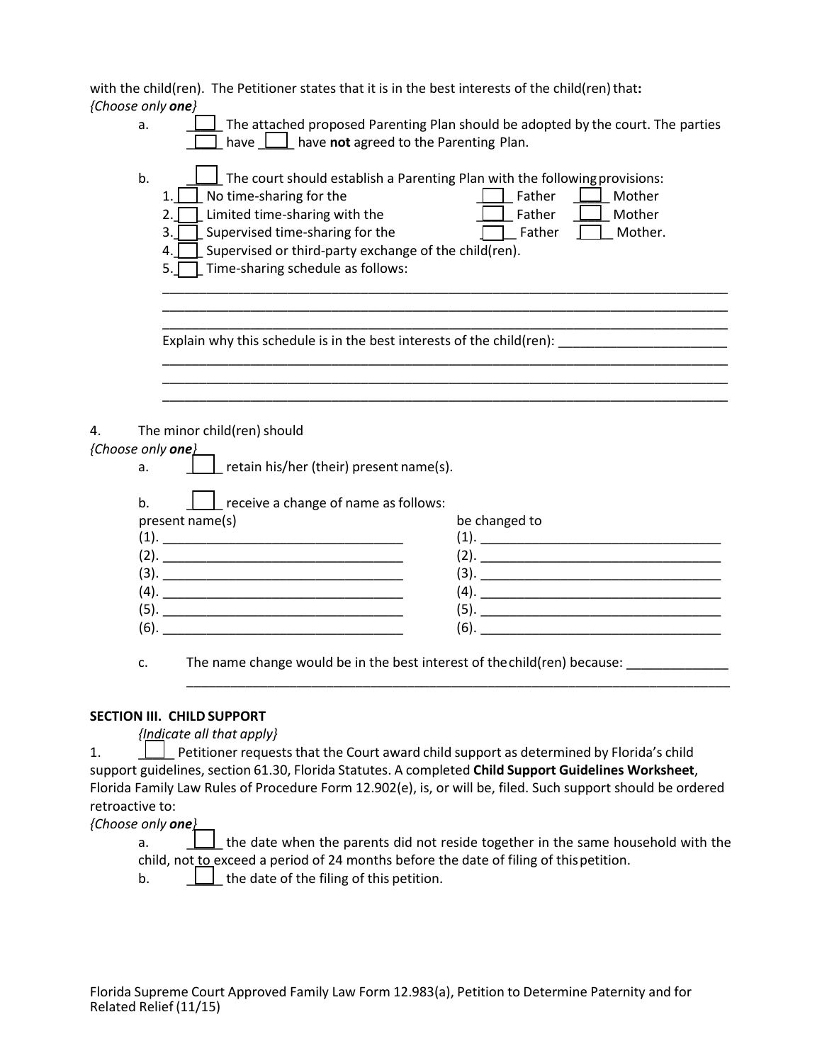with the child(ren). The Petitioner states that it is in the best interests of the child(ren) that**:**
*{Choose only **one**}*

a. ____ The attached proposed Parenting Plan should be adopted by the court. The parties ____ have ____ have **not** agreed to the Parenting Plan.

b. ____ The court should establish a Parenting Plan with the following provisions:
   1. ___ No time-sharing for the ____ Father ____ Mother
   2. ___ Limited time-sharing with the ____ Father ____ Mother
   3. ___ Supervised time-sharing for the ____ Father ____ Mother.
   4. ___ Supervised or third-party exchange of the child(ren).
   5. ___ Time-sharing schedule as follows:

   ______________________________________________________________________________
   ______________________________________________________________________________
   ______________________________________________________________________________

   Explain why this schedule is in the best interests of the child(ren): ______________________
   ______________________________________________________________________________
   ______________________________________________________________________________
   ______________________________________________________________________________

4. The minor child(ren) should
*{Choose only **one**}*

a. ____ retain his/her (their) present name(s).

b. ____ receive a change of name as follows:

| present name(s) | be changed to |
|---|---|
| (1). _________________________________ | (1). _________________________________ |
| (2). _________________________________ | (2). _________________________________ |
| (3). _________________________________ | (3). _________________________________ |
| (4). _________________________________ | (4). _________________________________ |
| (5). _________________________________ | (5). _________________________________ |
| (6). _________________________________ | (6). _________________________________ |

c. The name change would be in the best interest of the child(ren) because: _____________
______________________________________________________________________________

**SECTION III. CHILD SUPPORT**

*{Indicate all that apply}*

1. ____ Petitioner requests that the Court award child support as determined by Florida's child support guidelines, section 61.30, Florida Statutes. A completed **Child Support Guidelines Worksheet**, Florida Family Law Rules of Procedure Form 12.902(e), is, or will be, filed. Such support should be ordered retroactive to:
*{Choose only **one**}*

a. ____ the date when the parents did not reside together in the same household with the child, not to exceed a period of 24 months before the date of filing of this petition.

b. ____ the date of the filing of this petition.

Florida Supreme Court Approved Family Law Form 12.983(a), Petition to Determine Paternity and for Related Relief (11/15)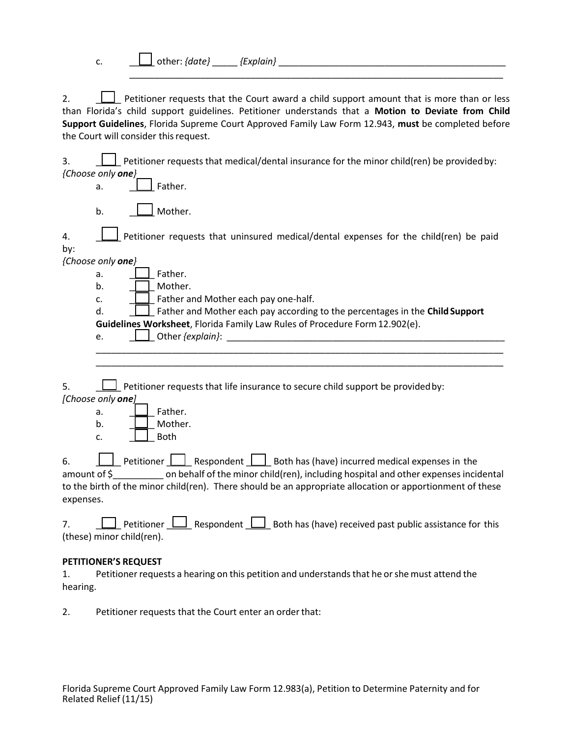c. ____ other: *{date}* _____ *{Explain}* ______________________________________________
______________________________________________________________________________

2. ____ Petitioner requests that the Court award a child support amount that is more than or less than Florida's child support guidelines. Petitioner understands that a **Motion to Deviate from Child Support Guidelines**, Florida Supreme Court Approved Family Law Form 12.943, **must** be completed before the Court will consider this request.

3. ____ Petitioner requests that medical/dental insurance for the minor child(ren) be provided by: *{Choose only* ***one****}*

   a. ____ Father.

   b. ____ Mother.

4. ____ Petitioner requests that uninsured medical/dental expenses for the child(ren) be paid by:
*{Choose only* ***one****}*

   a. ____ Father.
   b. ____ Mother.
   c. ____ Father and Mother each pay one-half.
   d. ____ Father and Mother each pay according to the percentages in the **Child Support Guidelines Worksheet**, Florida Family Law Rules of Procedure Form 12.902(e).
   e. ____ Other *{explain}*: ______________________________________________________
   ______________________________________________________________________________
   ______________________________________________________________________________

5. ____ Petitioner requests that life insurance to secure child support be provided by:
*[Choose only* ***one****]*

   a. ____ Father.
   b. ____ Mother.
   c. ____ Both

6. ____ Petitioner ____ Respondent ____ Both has (have) incurred medical expenses in the amount of $__________ on behalf of the minor child(ren), including hospital and other expenses incidental to the birth of the minor child(ren). There should be an appropriate allocation or apportionment of these expenses.

7. ____ Petitioner ____ Respondent ____ Both has (have) received past public assistance for this (these) minor child(ren).

**PETITIONER'S REQUEST**

1. Petitioner requests a hearing on this petition and understands that he or she must attend the hearing.

2. Petitioner requests that the Court enter an order that: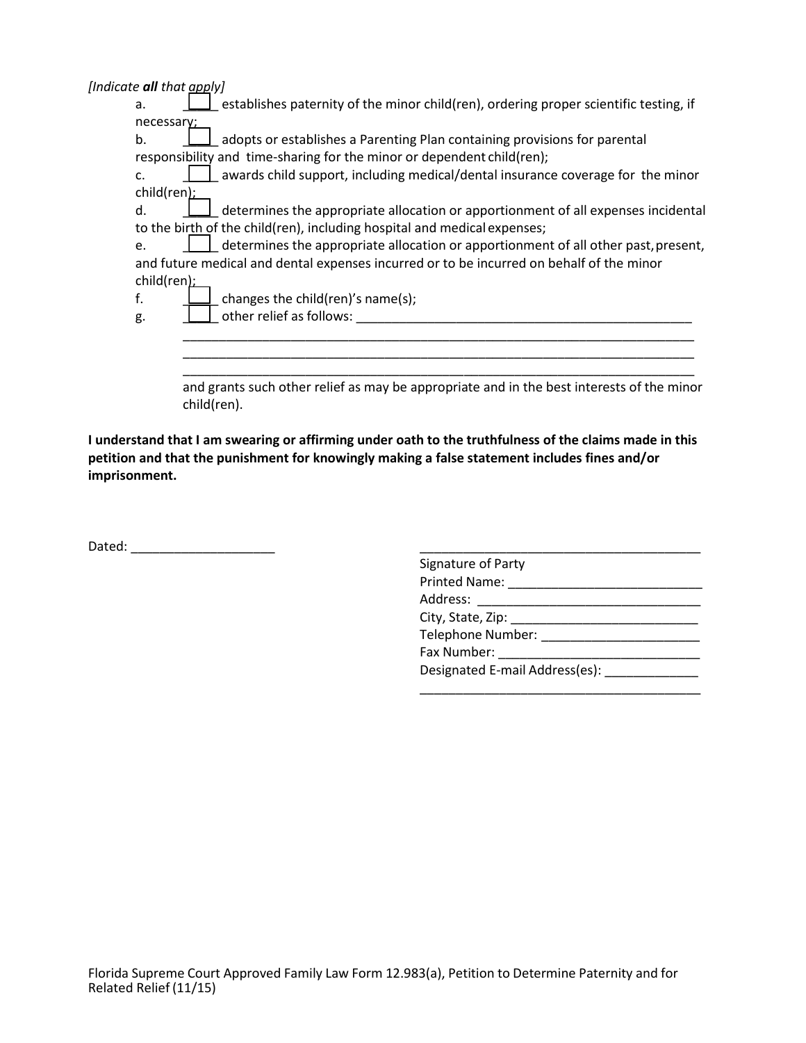*[Indicate **all** that apply]*

a. ____ establishes paternity of the minor child(ren), ordering proper scientific testing, if necessary;

b. ____ adopts or establishes a Parenting Plan containing provisions for parental responsibility and time-sharing for the minor or dependent child(ren);

c. ____ awards child support, including medical/dental insurance coverage for the minor child(ren);

d. ____ determines the appropriate allocation or apportionment of all expenses incidental to the birth of the child(ren), including hospital and medical expenses;

e. ____ determines the appropriate allocation or apportionment of all other past, present, and future medical and dental expenses incurred or to be incurred on behalf of the minor child(ren);

f. ____ changes the child(ren)'s name(s);

g. ____ other relief as follows: ___________________________________________________
_____________________________________________________________________________
_____________________________________________________________________________
_____________________________________________________________________________

and grants such other relief as may be appropriate and in the best interests of the minor child(ren).

**I understand that I am swearing or affirming under oath to the truthfulness of the claims made in this petition and that the punishment for knowingly making a false statement includes fines and/or imprisonment.**

Dated: ____________________

_________________________________________
Signature of Party
Printed Name: ___________________________
Address: _______________________________
City, State, Zip: __________________________
Telephone Number: ______________________
Fax Number: ____________________________
Designated E-mail Address(es): _____________
_________________________________________

Florida Supreme Court Approved Family Law Form 12.983(a), Petition to Determine Paternity and for Related Relief (11/15)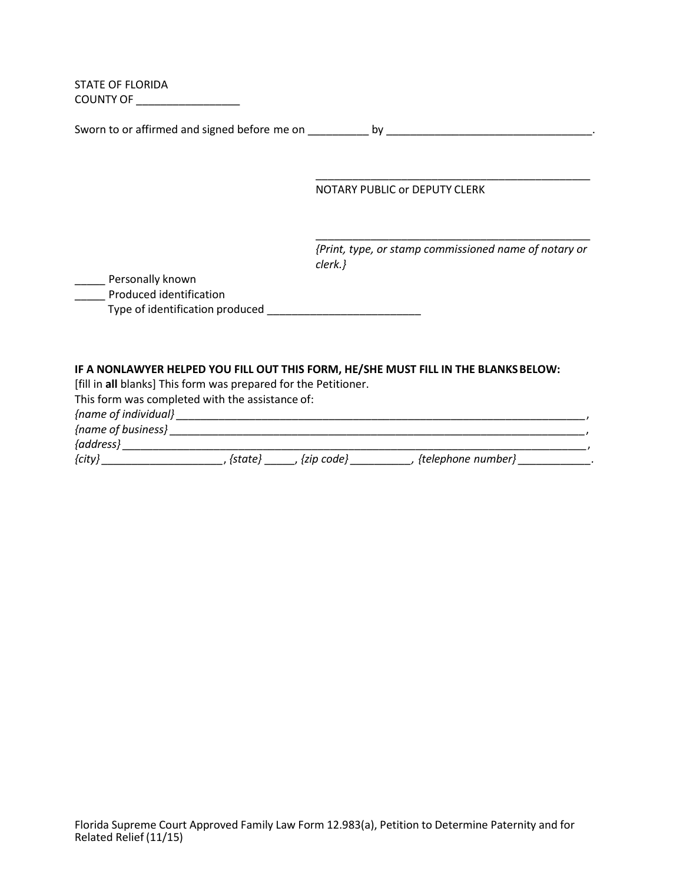STATE OF FLORIDA
COUNTY OF _________________

Sworn to or affirmed and signed before me on __________ by __________________________________.

______________________________________________
NOTARY PUBLIC or DEPUTY CLERK

______________________________________________
*{Print, type, or stamp commissioned name of notary or clerk.}*

_____ Personally known
_____ Produced identification
Type of identification produced _________________________

**IF A NONLAWYER HELPED YOU FILL OUT THIS FORM, HE/SHE MUST FILL IN THE BLANKS BELOW:**
[fill in **all** blanks] This form was prepared for the Petitioner.
This form was completed with the assistance of:
*{name of individual}* ____________________________________________________________________,
*{name of business}* ____________________________________________________________________,
*{address}* __________________________________________________________________________,
*{city}* ____________________, *{state}* _____, *{zip code}* __________, *{telephone number}* ____________.

Florida Supreme Court Approved Family Law Form 12.983(a), Petition to Determine Paternity and for Related Relief (11/15)